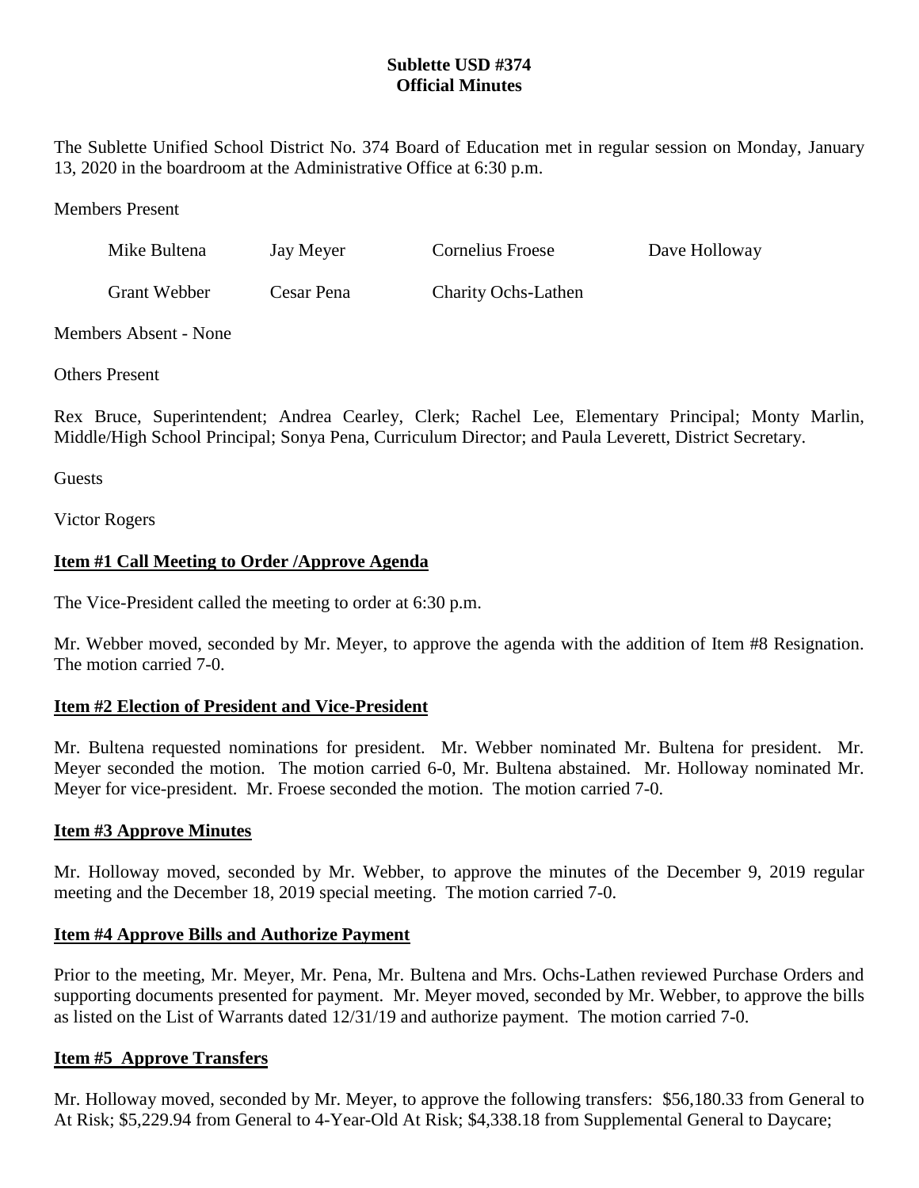**Sublette USD #374**
**Official Minutes**

The Sublette Unified School District No. 374 Board of Education met in regular session on Monday, January 13, 2020 in the boardroom at the Administrative Office at 6:30 p.m.

Members Present

| | | | |
|---|---|---|---|
| Mike Bultena | Jay Meyer | Cornelius Froese | Dave Holloway |
| Grant Webber | Cesar Pena | Charity Ochs-Lathen | |

Members Absent - None

Others Present

Rex Bruce, Superintendent; Andrea Cearley, Clerk; Rachel Lee, Elementary Principal; Monty Marlin, Middle/High School Principal; Sonya Pena, Curriculum Director; and Paula Leverett, District Secretary.

Guests

Victor Rogers

**Item #1 Call Meeting to Order /Approve Agenda**

The Vice-President called the meeting to order at 6:30 p.m.

Mr. Webber moved, seconded by Mr. Meyer, to approve the agenda with the addition of Item #8 Resignation. The motion carried 7-0.

**Item #2 Election of President and Vice-President**

Mr. Bultena requested nominations for president. Mr. Webber nominated Mr. Bultena for president. Mr. Meyer seconded the motion. The motion carried 6-0, Mr. Bultena abstained. Mr. Holloway nominated Mr. Meyer for vice-president. Mr. Froese seconded the motion. The motion carried 7-0.

**Item #3 Approve Minutes**

Mr. Holloway moved, seconded by Mr. Webber, to approve the minutes of the December 9, 2019 regular meeting and the December 18, 2019 special meeting. The motion carried 7-0.

**Item #4 Approve Bills and Authorize Payment**

Prior to the meeting, Mr. Meyer, Mr. Pena, Mr. Bultena and Mrs. Ochs-Lathen reviewed Purchase Orders and supporting documents presented for payment. Mr. Meyer moved, seconded by Mr. Webber, to approve the bills as listed on the List of Warrants dated 12/31/19 and authorize payment. The motion carried 7-0.

**Item #5 Approve Transfers**

Mr. Holloway moved, seconded by Mr. Meyer, to approve the following transfers: $56,180.33 from General to At Risk; $5,229.94 from General to 4-Year-Old At Risk; $4,338.18 from Supplemental General to Daycare;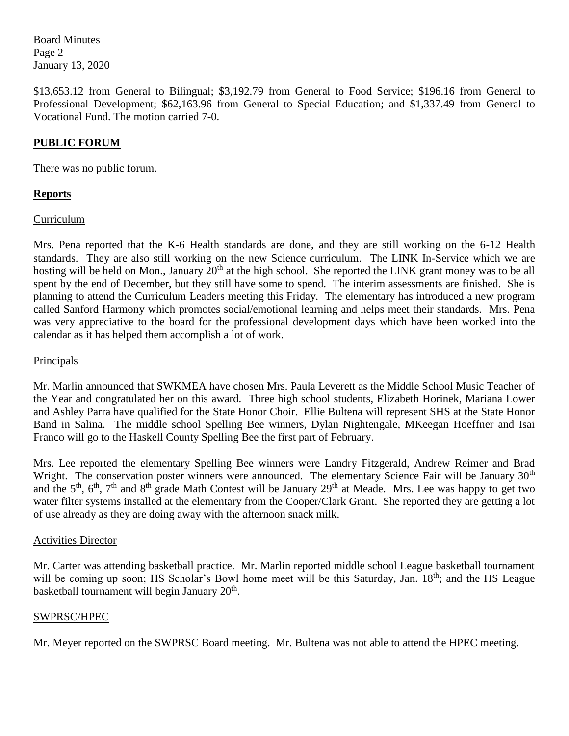$13,653.12 from General to Bilingual; $3,192.79 from General to Food Service; $196.16 from General to Professional Development; $62,163.96 from General to Special Education; and $1,337.49 from General to Vocational Fund. The motion carried 7-0.

## PUBLIC FORUM

There was no public forum.

## Reports

### Curriculum

Mrs. Pena reported that the K-6 Health standards are done, and they are still working on the 6-12 Health standards. They are also still working on the new Science curriculum. The LINK In-Service which we are hosting will be held on Mon., January 20th at the high school. She reported the LINK grant money was to be all spent by the end of December, but they still have some to spend. The interim assessments are finished. She is planning to attend the Curriculum Leaders meeting this Friday. The elementary has introduced a new program called Sanford Harmony which promotes social/emotional learning and helps meet their standards. Mrs. Pena was very appreciative to the board for the professional development days which have been worked into the calendar as it has helped them accomplish a lot of work.

### Principals

Mr. Marlin announced that SWKMEA have chosen Mrs. Paula Leverett as the Middle School Music Teacher of the Year and congratulated her on this award. Three high school students, Elizabeth Horinek, Mariana Lower and Ashley Parra have qualified for the State Honor Choir. Ellie Bultena will represent SHS at the State Honor Band in Salina. The middle school Spelling Bee winners, Dylan Nightengale, MKeegan Hoeffner and Isai Franco will go to the Haskell County Spelling Bee the first part of February.

Mrs. Lee reported the elementary Spelling Bee winners were Landry Fitzgerald, Andrew Reimer and Brad Wright. The conservation poster winners were announced. The elementary Science Fair will be January 30th and the 5th, 6th, 7th and 8th grade Math Contest will be January 29th at Meade. Mrs. Lee was happy to get two water filter systems installed at the elementary from the Cooper/Clark Grant. She reported they are getting a lot of use already as they are doing away with the afternoon snack milk.

### Activities Director

Mr. Carter was attending basketball practice. Mr. Marlin reported middle school League basketball tournament will be coming up soon; HS Scholar's Bowl home meet will be this Saturday, Jan. 18th; and the HS League basketball tournament will begin January 20th.

### SWPRSC/HPEC

Mr. Meyer reported on the SWPRSC Board meeting. Mr. Bultena was not able to attend the HPEC meeting.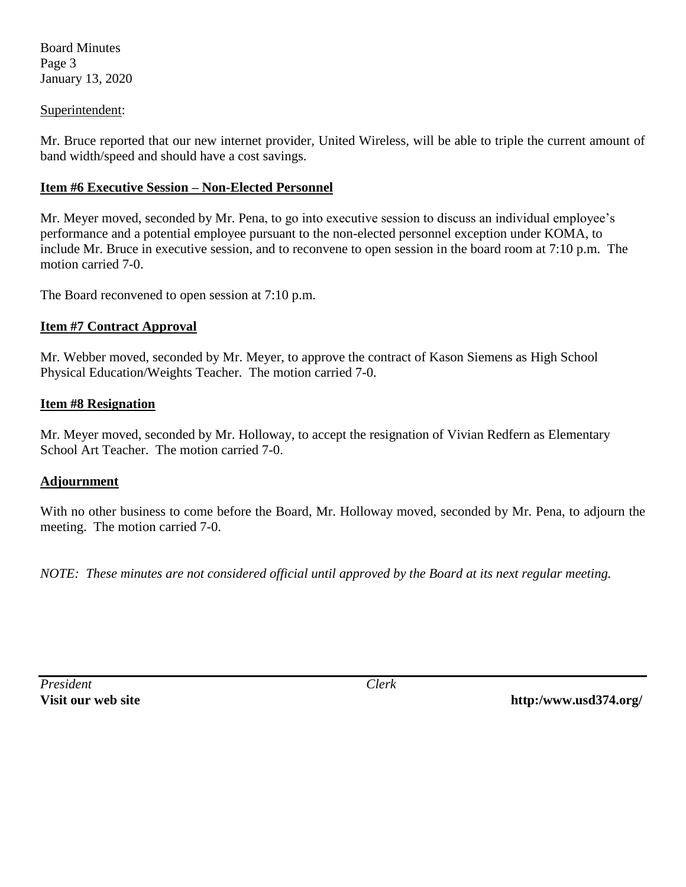Superintendent:

Mr. Bruce reported that our new internet provider, United Wireless, will be able to triple the current amount of band width/speed and should have a cost savings.

**Item #6 Executive Session – Non-Elected Personnel**

Mr. Meyer moved, seconded by Mr. Pena, to go into executive session to discuss an individual employee's performance and a potential employee pursuant to the non-elected personnel exception under KOMA, to include Mr. Bruce in executive session, and to reconvene to open session in the board room at 7:10 p.m. The motion carried 7-0.

The Board reconvened to open session at 7:10 p.m.

**Item #7 Contract Approval**

Mr. Webber moved, seconded by Mr. Meyer, to approve the contract of Kason Siemens as High School Physical Education/Weights Teacher. The motion carried 7-0.

**Item #8 Resignation**

Mr. Meyer moved, seconded by Mr. Holloway, to accept the resignation of Vivian Redfern as Elementary School Art Teacher. The motion carried 7-0.

**Adjournment**

With no other business to come before the Board, Mr. Holloway moved, seconded by Mr. Pena, to adjourn the meeting. The motion carried 7-0.

*NOTE: These minutes are not considered official until approved by the Board at its next regular meeting.*

*President* *Clerk*

**Visit our web site** **http:/www.usd374.org/**